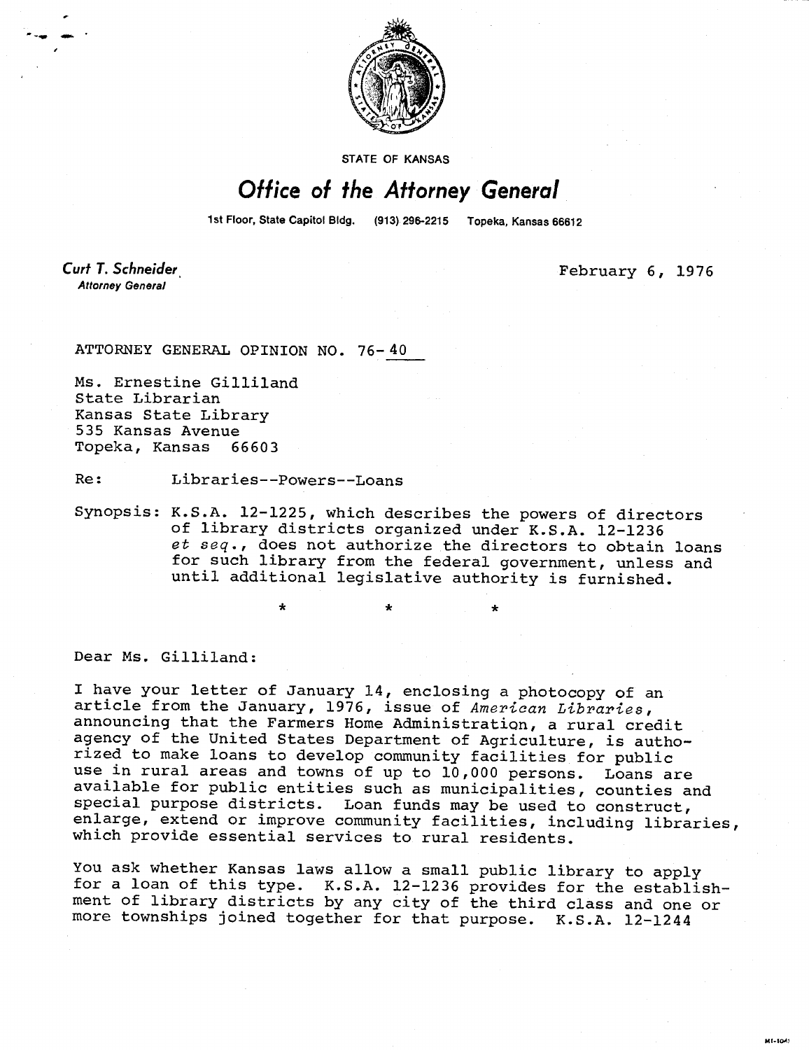STATE OF KANSAS

# *Office of the Attorney General*

1st Floor, State Capitol Bldg. (913) 296-2215 Topeka, Kansas 66612

**Curt T. Schneider**
*Attorney General*

February 6, 1976

ATTORNEY GENERAL OPINION NO. 76-40

Ms. Ernestine Gilliland
State Librarian
Kansas State Library
535 Kansas Avenue
Topeka, Kansas 66603

Re: Libraries--Powers--Loans

Synopsis: K.S.A. 12-1225, which describes the powers of directors of library districts organized under K.S.A. 12-1236 *et seq.*, does not authorize the directors to obtain loans for such library from the federal government, unless and until additional legislative authority is furnished.

\*   \*   \*

Dear Ms. Gilliland:

I have your letter of January 14, enclosing a photocopy of an article from the January, 1976, issue of *American Libraries*, announcing that the Farmers Home Administration, a rural credit agency of the United States Department of Agriculture, is authorized to make loans to develop community facilities for public use in rural areas and towns of up to 10,000 persons. Loans are available for public entities such as municipalities, counties and special purpose districts. Loan funds may be used to construct, enlarge, extend or improve community facilities, including libraries, which provide essential services to rural residents.

You ask whether Kansas laws allow a small public library to apply for a loan of this type. K.S.A. 12-1236 provides for the establishment of library districts by any city of the third class and one or more townships joined together for that purpose. K.S.A. 12-1244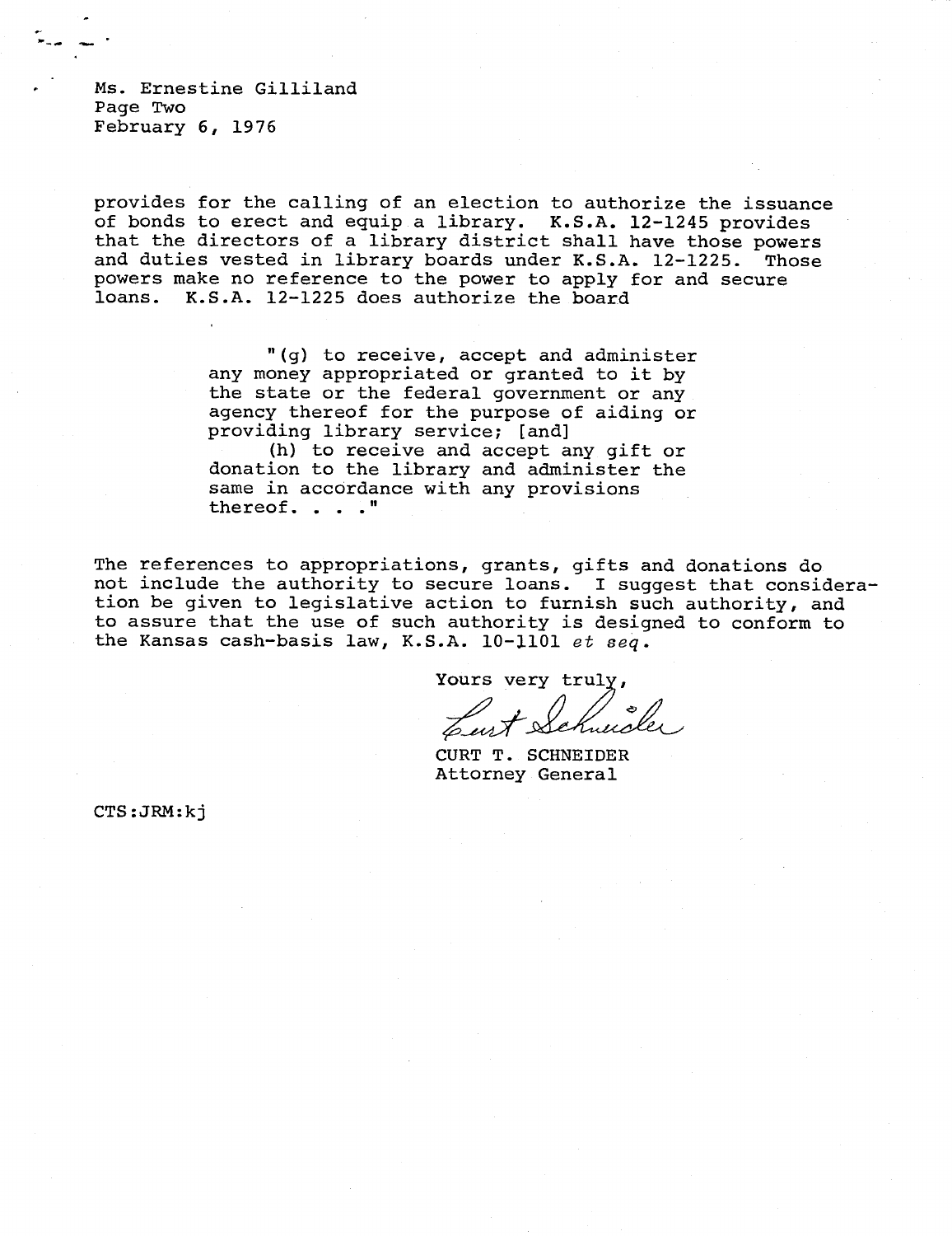provides for the calling of an election to authorize the issuance of bonds to erect and equip a library. K.S.A. 12-1245 provides that the directors of a library district shall have those powers and duties vested in library boards under K.S.A. 12-1225. Those powers make no reference to the power to apply for and secure loans. K.S.A. 12-1225 does authorize the board

> "(g) to receive, accept and administer any money appropriated or granted to it by the state or the federal government or any agency thereof for the purpose of aiding or providing library service; [and]
>
> (h) to receive and accept any gift or donation to the library and administer the same in accordance with any provisions thereof. . . ."

The references to appropriations, grants, gifts and donations do not include the authority to secure loans. I suggest that consideration be given to legislative action to furnish such authority, and to assure that the use of such authority is designed to conform to the Kansas cash-basis law, K.S.A. 10-1101 *et seq*.

Yours very truly,

CURT T. SCHNEIDER
Attorney General

CTS:JRM:kj